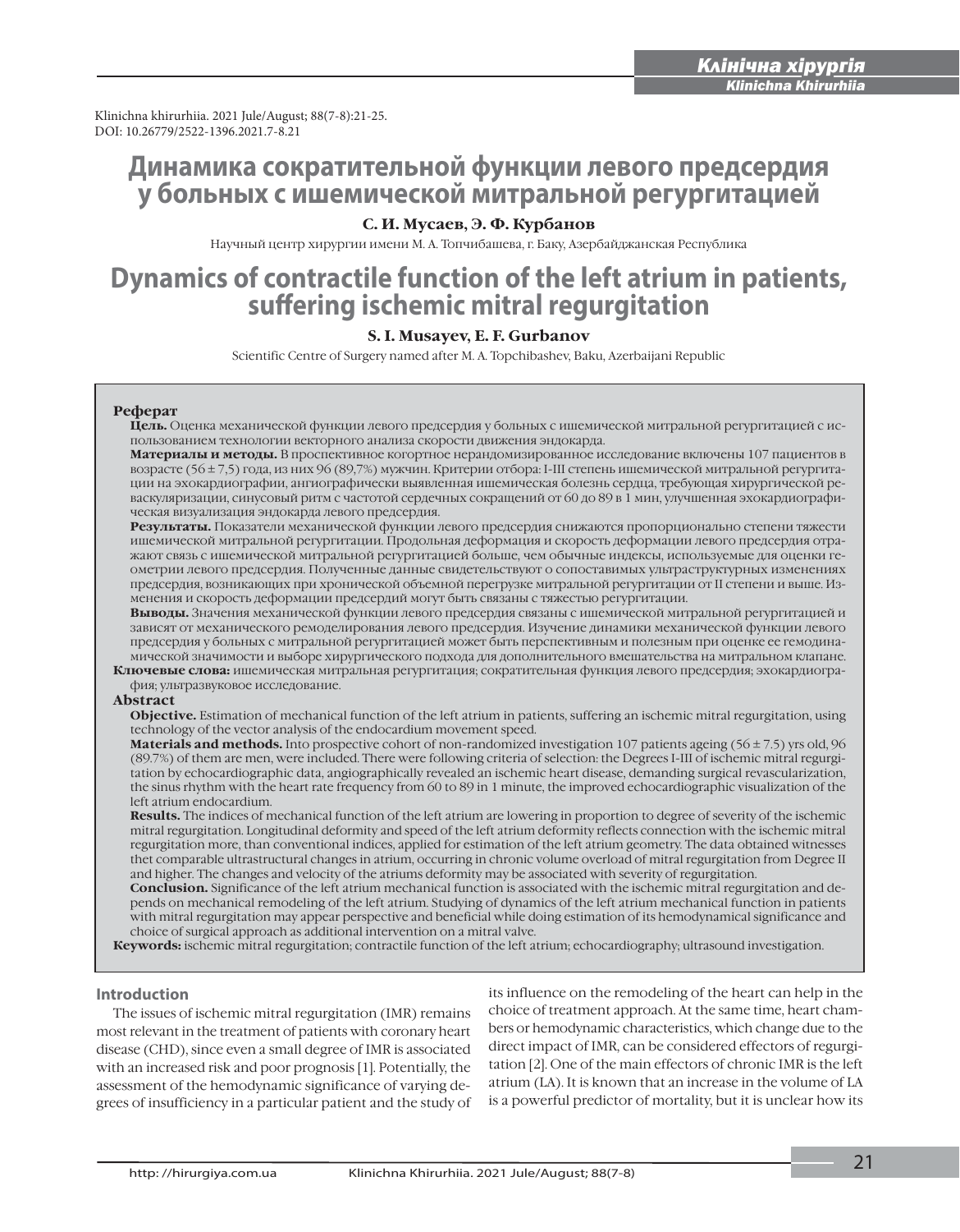Klinichna khirurhiia. 2021 July/August; 88(7-8):21-25.
DOI: 10.26779/2522-1396.2021.7-8.21

# Динамика сократительной функции левого предсердия у больных с ишемической митральной регургитацией

**С. И. Мусаев, Э. Ф. Курбанов**

Научный центр хирургии имени М. А. Топчибашева, г. Баку, Азербайджанская Республика

# Dynamics of contractile function of the left atrium in patients, suffering ischemic mitral regurgitation

**S. I. Musayev, E. F. Gurbanov**

Scientific Centre of Surgery named after M. A. Topchibashev, Baku, Azerbaijani Republic

## Реферат

**Цель.** Оценка механической функции левого предсердия у больных с ишемической митральной регургитацией с использованием технологии векторного анализа скорости движения эндокарда.

**Материалы и методы.** В проспективное когортное нерандомизированное исследование включены 107 пациентов в возрасте (56 ± 7,5) года, из них 96 (89,7%) мужчин. Критерии отбора: I-III степень ишемической митральной регургитации на эхокардиографии, ангиографически выявленная ишемическая болезнь сердца, требующая хирургической реваскуляризации, синусовый ритм с частотой сердечных сокращений от 60 до 89 в 1 мин, улучшенная эхокардиографическая визуализация эндокарда левого предсердия.

**Результаты.** Показатели механической функции левого предсердия снижаются пропорционально степени тяжести ишемической митральной регургитации. Продольная деформация и скорость деформации левого предсердия отражают связь с ишемической митральной регургитации больше, чем обычные индексы, используемые для оценки геометрии левого предсердия. Полученные данные свидетельствуют о сопоставимых ультраструктурных изменениях предсердия, возникающих при хронической объемной перегрузке митральной регургитации от II степени и выше. Изменения и скорость деформации предсердий могут быть связаны с тяжестью регургитации.

**Выводы.** Значения механической функции левого предсердия связаны с ишемической митральной регургитацией и зависят от механического ремоделирования левого предсердия. Изучение динамики механической функции левого предсердия у больных с митральной регургитацией может быть перспективным и полезным при оценке ее гемодинамической значимости и выборе хирургического подхода для дополнительного вмешательства на митральном клапане.

**Ключевые слова:** ишемическая митральная регургитация; сократительная функция левого предсердия; эхокардиография; ультразвуковое исследование.

## Abstract

**Objective.** Estimation of mechanical function of the left atrium in patients, suffering an ischemic mitral regurgitation, using technology of the vector analysis of the endocardium movement speed.

**Materials and methods.** Into prospective cohort of non-randomized investigation 107 patients ageing (56 ± 7.5) yrs old, 96 (89.7%) of them are men, were included. There were following criteria of selection: the Degrees I-III of ischemic mitral regurgitation by echocardiographic data, angiographically revealed an ischemic heart disease, demanding surgical revascularization, the sinus rhythm with the heart rate frequency from 60 to 89 in 1 minute, the improved echocardiographic visualization of the left atrium endocardium.

**Results.** The indices of mechanical function of the left atrium are lowering in proportion to degree of severity of the ischemic mitral regurgitation. Longitudinal deformity and speed of the left atrium deformity reflects connection with the ischemic mitral regurgitation more, than conventional indices, applied for estimation of the left atrium geometry. The data obtained witnesses thet comparable ultrastructural changes in atrium, occurring in chronic volume overload of mitral regurgitation from Degree II and higher. The changes and velocity of the atriums deformity may be associated with severity of regurgitation.

**Conclusion.** Significance of the left atrium mechanical function is associated with the ischemic mitral regurgitation and depends on mechanical remodeling of the left atrium. Studying of dynamics of the left atrium mechanical function in patients with mitral regurgitation may appear perspective and beneficial while doing estimation of its hemodynamical significance and choice of surgical approach as additional intervention on a mitral valve.

**Keywords:** ischemic mitral regurgitation; contractile function of the left atrium; echocardiography; ultrasound investigation.

## Introduction

The issues of ischemic mitral regurgitation (IMR) remains most relevant in the treatment of patients with coronary heart disease (CHD), since even a small degree of IMR is associated with an increased risk and poor prognosis [1]. Potentially, the assessment of the hemodynamic significance of varying degrees of insufficiency in a particular patient and the study of its influence on the remodeling of the heart can help in the choice of treatment approach. At the same time, heart chambers or hemodynamic characteristics, which change due to the direct impact of IMR, can be considered effectors of regurgitation [2]. One of the main effectors of chronic IMR is the left atrium (LA). It is known that an increase in the volume of LA is a powerful predictor of mortality, but it is unclear how its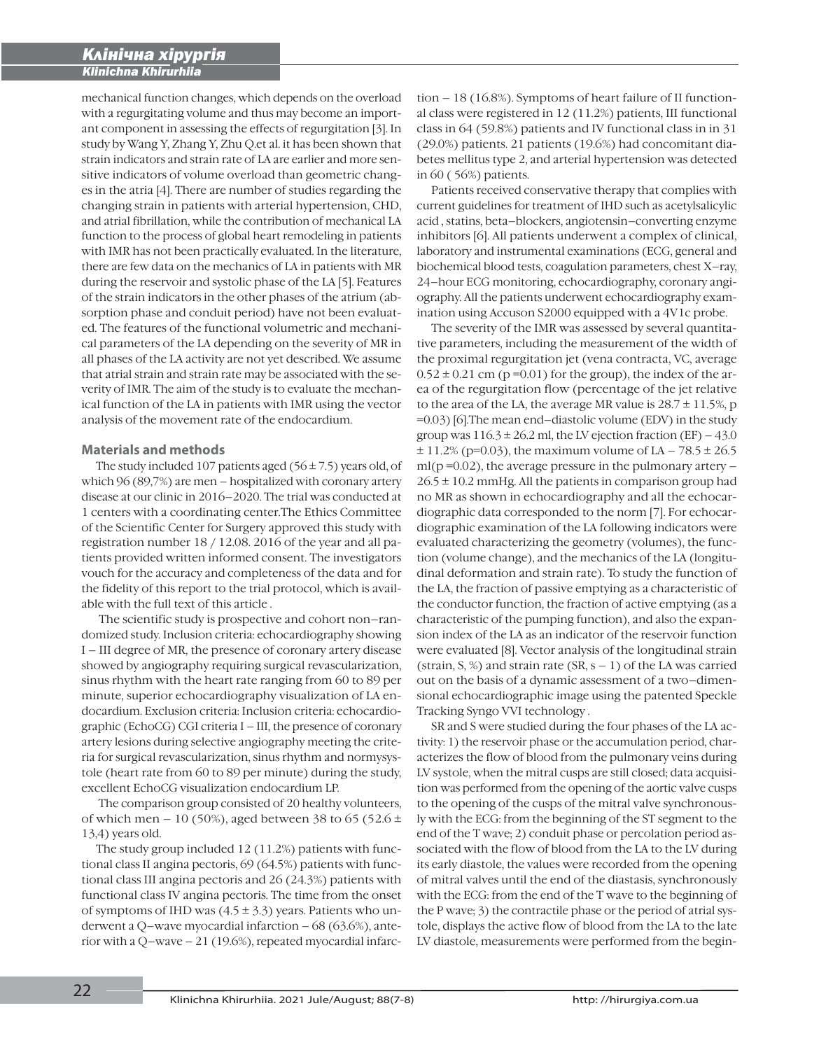mechanical function changes, which depends on the overload with a regurgitating volume and thus may become an important component in assessing the effects of regurgitation [3]. In study by Wang Y, Zhang Y, Zhu Q.et al. it has been shown that strain indicators and strain rate of LA are earlier and more sensitive indicators of volume overload than geometric changes in the atria [4]. There are number of studies regarding the changing strain in patients with arterial hypertension, CHD, and atrial fibrillation, while the contribution of mechanical LA function to the process of global heart remodeling in patients with IMR has not been practically evaluated. In the literature, there are few data on the mechanics of LA in patients with MR during the reservoir and systolic phase of the LA [5]. Features of the strain indicators in the other phases of the atrium (absorption phase and conduit period) have not been evaluated. The features of the functional volumetric and mechanical parameters of the LA depending on the severity of MR in all phases of the LA activity are not yet described. We assume that atrial strain and strain rate may be associated with the severity of IMR. The aim of the study is to evaluate the mechanical function of the LA in patients with IMR using the vector analysis of the movement rate of the endocardium.

## Materials and methods

The study included 107 patients aged (56 ± 7.5) years old, of which 96 (89,7%) are men – hospitalized with coronary artery disease at our clinic in 2016–2020. The trial was conducted at 1 centers with a coordinating center.The Ethics Committee of the Scientific Center for Surgery approved this study with registration number 18 / 12.08. 2016 of the year and all patients provided written informed consent. The investigators vouch for the accuracy and completeness of the data and for the fidelity of this report to the trial protocol, which is available with the full text of this article .

The scientific study is prospective and cohort non–randomized study. Inclusion criteria: echocardiography showing I – III degree of MR, the presence of coronary artery disease showed by angiography requiring surgical revascularization, sinus rhythm with the heart rate ranging from 60 to 89 per minute, superior echocardiography visualization of LA endocardium. Exclusion criteria: Inclusion criteria: echocardiographic (EchoCG) CGI criteria I – III, the presence of coronary artery lesions during selective angiography meeting the criteria for surgical revascularization, sinus rhythm and normysystole (heart rate from 60 to 89 per minute) during the study, excellent EchoCG visualization endocardium LP.

The comparison group consisted of 20 healthy volunteers, of which men – 10 (50%), aged between 38 to 65 (52.6 ± 13,4) years old.

The study group included 12 (11.2%) patients with functional class II angina pectoris, 69 (64.5%) patients with functional class III angina pectoris and 26 (24.3%) patients with functional class IV angina pectoris. The time from the onset of symptoms of IHD was (4.5 ± 3.3) years. Patients who underwent a Q–wave myocardial infarction – 68 (63.6%), anterior with a Q–wave – 21 (19.6%), repeated myocardial infarction – 18 (16.8%). Symptoms of heart failure of II functional class were registered in 12 (11.2%) patients, III functional class in 64 (59.8%) patients and IV functional class in in 31 (29.0%) patients. 21 patients (19.6%) had concomitant diabetes mellitus type 2, and arterial hypertension was detected in 60 ( 56%) patients.

Patients received conservative therapy that complies with current guidelines for treatment of IHD such as acetylsalicylic acid , statins, beta–blockers, angiotensin–converting enzyme inhibitors [6]. All patients underwent a complex of clinical, laboratory and instrumental examinations (ECG, general and biochemical blood tests, coagulation parameters, chest X–ray, 24–hour ECG monitoring, echocardiography, coronary angiography. All the patients underwent echocardiography examination using Accuson S2000 equipped with a 4V1c probe.

The severity of the IMR was assessed by several quantitative parameters, including the measurement of the width of the proximal regurgitation jet (vena contracta, VC, average 0.52 ± 0.21 cm ($p = 0.01$) for the group), the index of the area of the regurgitation flow (percentage of the jet relative to the area of the LA, the average MR value is 28.7 ± 11.5%, $p = 0.03$) [6].The mean end–diastolic volume (EDV) in the study group was 116.3 ± 26.2 ml, the LV ejection fraction (EF) – 43.0 ± 11.2% ($p = 0.03$), the maximum volume of LA – 78.5 ± 26.5 ml($p = 0.02$), the average pressure in the pulmonary artery – 26.5 ± 10.2 mmHg. All the patients in comparison group had no MR as shown in echocardiography and all the echocardiographic data corresponded to the norm [7]. For echocardiographic examination of the LA following indicators were evaluated characterizing the geometry (volumes), the function (volume change), and the mechanics of the LA (longitudinal deformation and strain rate). To study the function of the LA, the fraction of passive emptying as a characteristic of the conductor function, the fraction of active emptying (as a characteristic of the pumping function), and also the expansion index of the LA as an indicator of the reservoir function were evaluated [8]. Vector analysis of the longitudinal strain (strain, S, %) and strain rate (SR, $s - 1$) of the LA was carried out on the basis of a dynamic assessment of a two–dimensional echocardiographic image using the patented Speckle Tracking Syngo VVI technology .

SR and S were studied during the four phases of the LA activity: 1) the reservoir phase or the accumulation period, characterizes the flow of blood from the pulmonary veins during LV systole, when the mitral cusps are still closed; data acquisition was performed from the opening of the aortic valve cusps to the opening of the cusps of the mitral valve synchronously with the ECG: from the beginning of the ST segment to the end of the T wave; 2) conduit phase or percolation period associated with the flow of blood from the LA to the LV during its early diastole, the values were recorded from the opening of mitral valves until the end of the diastasis, synchronously with the ECG: from the end of the T wave to the beginning of the P wave; 3) the contractile phase or the period of atrial systole, displays the active flow of blood from the LA to the late LV diastole, measurements were performed from the begin-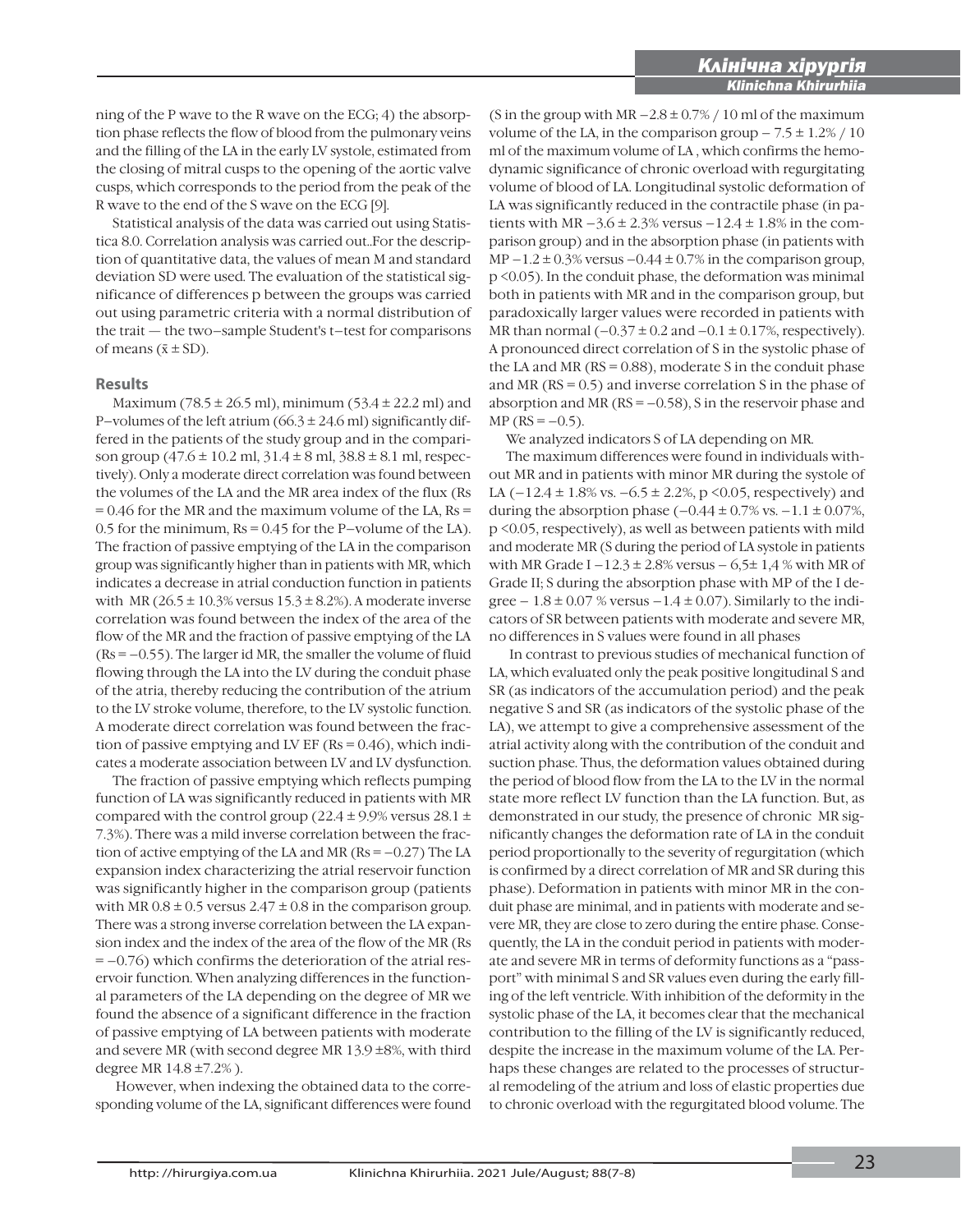ning of the P wave to the R wave on the ECG; 4) the absorption phase reflects the flow of blood from the pulmonary veins and the filling of the LA in the early LV systole, estimated from the closing of mitral cusps to the opening of the aortic valve cusps, which corresponds to the period from the peak of the R wave to the end of the S wave on the ECG [9].

Statistical analysis of the data was carried out using Statistica 8.0. Correlation analysis was carried out..For the description of quantitative data, the values of mean M and standard deviation SD were used. The evaluation of the statistical significance of differences p between the groups was carried out using parametric criteria with a normal distribution of the trait — the two–sample Student's t–test for comparisons of means ($\bar{x} \pm SD$).

## Results

Maximum (78.5 ± 26.5 ml), minimum (53.4 ± 22.2 ml) and P–volumes of the left atrium (66.3 ± 24.6 ml) significantly differed in the patients of the study group and in the comparison group (47.6 ± 10.2 ml, 31.4 ± 8 ml, 38.8 ± 8.1 ml, respectively). Only a moderate direct correlation was found between the volumes of the LA and the MR area index of the flux (Rs = 0.46 for the MR and the maximum volume of the LA, Rs = 0.5 for the minimum, Rs = 0.45 for the P–volume of the LA). The fraction of passive emptying of the LA in the comparison group was significantly higher than in patients with MR, which indicates a decrease in atrial conduction function in patients with MR (26.5 ± 10.3% versus 15.3 ± 8.2%). A moderate inverse correlation was found between the index of the area of the flow of the MR and the fraction of passive emptying of the LA (Rs = −0.55). The larger id MR, the smaller the volume of fluid flowing through the LA into the LV during the conduit phase of the atria, thereby reducing the contribution of the atrium to the LV stroke volume, therefore, to the LV systolic function. A moderate direct correlation was found between the fraction of passive emptying and LV EF (Rs = 0.46), which indicates a moderate association between LV and LV dysfunction.

The fraction of passive emptying which reflects pumping function of LA was significantly reduced in patients with MR compared with the control group (22.4 ± 9.9% versus 28.1 ± 7.3%). There was a mild inverse correlation between the fraction of active emptying of the LA and MR (Rs = −0.27) The LA expansion index characterizing the atrial reservoir function was significantly higher in the comparison group (patients with MR 0.8 ± 0.5 versus 2.47 ± 0.8 in the comparison group. There was a strong inverse correlation between the LA expansion index and the index of the area of the flow of the MR (Rs = −0.76) which confirms the deterioration of the atrial reservoir function. When analyzing differences in the functional parameters of the LA depending on the degree of MR we found the absence of a significant difference in the fraction of passive emptying of LA between patients with moderate and severe MR (with second degree MR 13.9 ±8%, with third degree MR 14.8 ±7.2% ).

However, when indexing the obtained data to the corresponding volume of the LA, significant differences were found (S in the group with MR −2.8 ± 0.7% / 10 ml of the maximum volume of the LA, in the comparison group − 7.5 ± 1.2% / 10 ml of the maximum volume of LA , which confirms the hemodynamic significance of chronic overload with regurgitating volume of blood of LA. Longitudinal systolic deformation of LA was significantly reduced in the contractile phase (in patients with MR −3.6 ± 2.3% versus −12.4 ± 1.8% in the comparison group) and in the absorption phase (in patients with MP −1.2 ± 0.3% versus −0.44 ± 0.7% in the comparison group, p <0.05). In the conduit phase, the deformation was minimal both in patients with MR and in the comparison group, but paradoxically larger values were recorded in patients with MR than normal (−0.37 ± 0.2 and −0.1 ± 0.17%, respectively). A pronounced direct correlation of S in the systolic phase of the LA and MR (RS = 0.88), moderate S in the conduit phase and MR (RS = 0.5) and inverse correlation S in the phase of absorption and MR (RS = −0.58), S in the reservoir phase and MP (RS = −0.5).

We analyzed indicators S of LA depending on MR.

The maximum differences were found in individuals without MR and in patients with minor MR during the systole of LA (−12.4 ± 1.8% vs. −6.5 ± 2.2%, p <0.05, respectively) and during the absorption phase (−0.44 ± 0.7% vs. −1.1 ± 0.07%, p <0.05, respectively), as well as between patients with mild and moderate MR (S during the period of LA systole in patients with MR Grade I −12.3 ± 2.8% versus − 6,5± 1,4 % with MR of Grade II; S during the absorption phase with MP of the I degree − 1.8 ± 0.07 % versus −1.4 ± 0.07). Similarly to the indicators of SR between patients with moderate and severe MR, no differences in S values were found in all phases

In contrast to previous studies of mechanical function of LA, which evaluated only the peak positive longitudinal S and SR (as indicators of the accumulation period) and the peak negative S and SR (as indicators of the systolic phase of the LA), we attempt to give a comprehensive assessment of the atrial activity along with the contribution of the conduit and suction phase. Thus, the deformation values obtained during the period of blood flow from the LA to the LV in the normal state more reflect LV function than the LA function. But, as demonstrated in our study, the presence of chronic MR significantly changes the deformation rate of LA in the conduit period proportionally to the severity of regurgitation (which is confirmed by a direct correlation of MR and SR during this phase). Deformation in patients with minor MR in the conduit phase are minimal, and in patients with moderate and severe MR, they are close to zero during the entire phase. Consequently, the LA in the conduit period in patients with moderate and severe MR in terms of deformity functions as a "passport" with minimal S and SR values even during the early filling of the left ventricle. With inhibition of the deformity in the systolic phase of the LA, it becomes clear that the mechanical contribution to the filling of the LV is significantly reduced, despite the increase in the maximum volume of the LA. Perhaps these changes are related to the processes of structural remodeling of the atrium and loss of elastic properties due to chronic overload with the regurgitated blood volume. The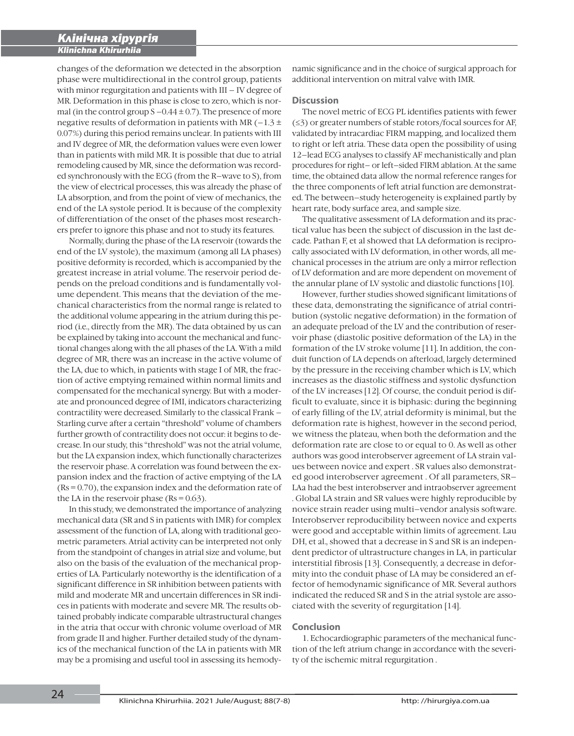changes of the deformation we detected in the absorption phase were multidirectional in the control group, patients with minor regurgitation and patients with III – IV degree of MR. Deformation in this phase is close to zero, which is normal (in the control group S $-0.44 \pm 0.7$). The presence of more negative results of deformation in patients with MR ($-1.3 \pm 0.07\%$) during this period remains unclear. In patients with III and IV degree of MR, the deformation values were even lower than in patients with mild MR. It is possible that due to atrial remodeling caused by MR, since the deformation was recorded synchronously with the ECG (from the R–wave to S), from the view of electrical processes, this was already the phase of LA absorption, and from the point of view of mechanics, the end of the LA systole period. It is because of the complexity of differentiation of the onset of the phases most researchers prefer to ignore this phase and not to study its features.

Normally, during the phase of the LA reservoir (towards the end of the LV systole), the maximum (among all LA phases) positive deformity is recorded, which is accompanied by the greatest increase in atrial volume. The reservoir period depends on the preload conditions and is fundamentally volume dependent. This means that the deviation of the mechanical characteristics from the normal range is related to the additional volume appearing in the atrium during this period (i.e., directly from the MR). The data obtained by us can be explained by taking into account the mechanical and functional changes along with the all phases of the LA. With a mild degree of MR, there was an increase in the active volume of the LA, due to which, in patients with stage I of MR, the fraction of active emptying remained within normal limits and compensated for the mechanical synergy. But with a moderate and pronounced degree of IMI, indicators characterizing contractility were decreased. Similarly to the classical Frank – Starling curve after a certain "threshold" volume of chambers further growth of contractility does not occur: it begins to decrease. In our study, this "threshold" was not the atrial volume, but the LA expansion index, which functionally characterizes the reservoir phase. A correlation was found between the expansion index and the fraction of active emptying of the LA ($Rs = 0.70$), the expansion index and the deformation rate of the LA in the reservoir phase ($Rs = 0.63$).

In this study, we demonstrated the importance of analyzing mechanical data (SR and S in patients with IMR) for complex assessment of the function of LA, along with traditional geometric parameters. Atrial activity can be interpreted not only from the standpoint of changes in atrial size and volume, but also on the basis of the evaluation of the mechanical properties of LA. Particularly noteworthy is the identification of a significant difference in SR inhibition between patients with mild and moderate MR and uncertain differences in SR indices in patients with moderate and severe MR. The results obtained probably indicate comparable ultrastructural changes in the atria that occur with chronic volume overload of MR from grade II and higher. Further detailed study of the dynamics of the mechanical function of the LA in patients with MR may be a promising and useful tool in assessing its hemodynamic significance and in the choice of surgical approach for additional intervention on mitral valve with IMR.

## Discussion

The novel metric of ECG PL identifies patients with fewer ($\leq 3$) or greater numbers of stable rotors/focal sources for AF, validated by intracardiac FIRM mapping, and localized them to right or left atria. These data open the possibility of using 12–lead ECG analyses to classify AF mechanistically and plan procedures for right– or left–sided FIRM ablation. At the same time, the obtained data allow the normal reference ranges for the three components of left atrial function are demonstrated. The between–study heterogeneity is explained partly by heart rate, body surface area, and sample size.

The qualitative assessment of LA deformation and its practical value has been the subject of discussion in the last decade. Pathan F, et al showed that LA deformation is reciprocally associated with LV deformation, in other words, all mechanical processes in the atrium are only a mirror reflection of LV deformation and are more dependent on movement of the annular plane of LV systolic and diastolic functions [10].

However, further studies showed significant limitations of these data, demonstrating the significance of atrial contribution (systolic negative deformation) in the formation of an adequate preload of the LV and the contribution of reservoir phase (diastolic positive deformation of the LA) in the formation of the LV stroke volume [11]. In addition, the conduit function of LA depends on afterload, largely determined by the pressure in the receiving chamber which is LV, which increases as the diastolic stiffness and systolic dysfunction of the LV increases [12]. Of course, the conduit period is difficult to evaluate, since it is biphasic: during the beginning of early filling of the LV, atrial deformity is minimal, but the deformation rate is highest, however in the second period, we witness the plateau, when both the deformation and the deformation rate are close to or equal to 0. As well as other authors was good interobserver agreement of LA strain values between novice and expert . SR values also demonstrated good interobserver agreement . Of all parameters, SR–LAa had the best interobserver and intraobserver agreement . Global LA strain and SR values were highly reproducible by novice strain reader using multi–vendor analysis software. Interobserver reproducibility between novice and experts were good and acceptable within limits of agreement. Lau DH, et al., showed that a decrease in S and SR is an independent predictor of ultrastructure changes in LA, in particular interstitial fibrosis [13]. Consequently, a decrease in deformity into the conduit phase of LA may be considered an effector of hemodynamic significance of MR. Several authors indicated the reduced SR and S in the atrial systole are associated with the severity of regurgitation [14].

## Conclusion

1. Echocardiographic parameters of the mechanical function of the left atrium change in accordance with the severity of the ischemic mitral regurgitation .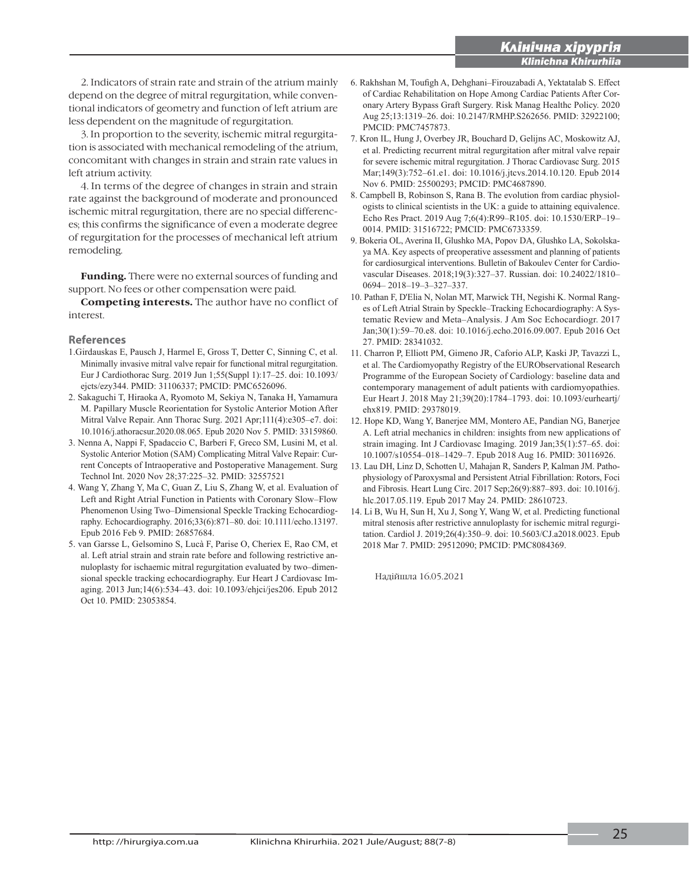2. Indicators of strain rate and strain of the atrium mainly depend on the degree of mitral regurgitation, while conventional indicators of geometry and function of left atrium are less dependent on the magnitude of regurgitation.

3. In proportion to the severity, ischemic mitral regurgitation is associated with mechanical remodeling of the atrium, concomitant with changes in strain and strain rate values in left atrium activity.

4. In terms of the degree of changes in strain and strain rate against the background of moderate and pronounced ischemic mitral regurgitation, there are no special differences; this confirms the significance of even a moderate degree of regurgitation for the processes of mechanical left atrium remodeling.

**Funding.** There were no external sources of funding and support. No fees or other compensation were paid.

**Competing interests.** The author have no conflict of interest.

## References

1. Girdauskas E, Pausch J, Harmel E, Gross T, Detter C, Sinning C, et al. Minimally invasive mitral valve repair for functional mitral regurgitation. Eur J Cardiothorac Surg. 2019 Jun 1;55(Suppl 1):17–25. doi: 10.1093/ejcts/ezy344. PMID: 31106337; PMCID: PMC6526096.
2. Sakaguchi T, Hiraoka A, Ryomoto M, Sekiya N, Tanaka H, Yamamura M. Papillary Muscle Reorientation for Systolic Anterior Motion After Mitral Valve Repair. Ann Thorac Surg. 2021 Apr;111(4):e305–e7. doi: 10.1016/j.athoracsur.2020.08.065. Epub 2020 Nov 5. PMID: 33159860.
3. Nenna A, Nappi F, Spadaccio C, Barberi F, Greco SM, Lusini M, et al. Systolic Anterior Motion (SAM) Complicating Mitral Valve Repair: Current Concepts of Intraoperative and Postoperative Management. Surg Technol Int. 2020 Nov 28;37:225–32. PMID: 32557521
4. Wang Y, Zhang Y, Ma C, Guan Z, Liu S, Zhang W, et al. Evaluation of Left and Right Atrial Function in Patients with Coronary Slow–Flow Phenomenon Using Two–Dimensional Speckle Tracking Echocardiography. Echocardiography. 2016;33(6):871–80. doi: 10.1111/echo.13197. Epub 2016 Feb 9. PMID: 26857684.
5. van Garsse L, Gelsomino S, Lucà F, Parise O, Cheriex E, Rao CM, et al. Left atrial strain and strain rate before and following restrictive annuloplasty for ischaemic mitral regurgitation evaluated by two–dimensional speckle tracking echocardiography. Eur Heart J Cardiovasc Imaging. 2013 Jun;14(6):534–43. doi: 10.1093/ehjci/jes206. Epub 2012 Oct 10. PMID: 23053854.
6. Rakhshan M, Toufigh A, Dehghani–Firouzabadi A, Yektatalab S. Effect of Cardiac Rehabilitation on Hope Among Cardiac Patients After Coronary Artery Bypass Graft Surgery. Risk Manag Healthc Policy. 2020 Aug 25;13:1319–26. doi: 10.2147/RMHP.S262656. PMID: 32922100; PMCID: PMC7457873.
7. Kron IL, Hung J, Overbey JR, Bouchard D, Gelijns AC, Moskowitz AJ, et al. Predicting recurrent mitral regurgitation after mitral valve repair for severe ischemic mitral regurgitation. J Thorac Cardiovasc Surg. 2015 Mar;149(3):752–61.e1. doi: 10.1016/j.jtcvs.2014.10.120. Epub 2014 Nov 6. PMID: 25500293; PMCID: PMC4687890.
8. Campbell B, Robinson S, Rana B. The evolution from cardiac physiologists to clinical scientists in the UK: a guide to attaining equivalence. Echo Res Pract. 2019 Aug 7;6(4):R99–R105. doi: 10.1530/ERP–19–0014. PMID: 31516722; PMCID: PMC6733359.
9. Bokeria OL, Averina II, Glushko MA, Popov DA, Glushko LA, Sokolskaya MA. Key aspects of preoperative assessment and planning of patients for cardiosurgical interventions. Bulletin of Bakoulev Center for Cardiovascular Diseases. 2018;19(3):327–37. Russian. doi: 10.24022/1810–0694– 2018–19–3–327–337.
10. Pathan F, D'Elia N, Nolan MT, Marwick TH, Negishi K. Normal Ranges of Left Atrial Strain by Speckle–Tracking Echocardiography: A Systematic Review and Meta–Analysis. J Am Soc Echocardiogr. 2017 Jan;30(1):59–70.e8. doi: 10.1016/j.echo.2016.09.007. Epub 2016 Oct 27. PMID: 28341032.
11. Charron P, Elliott PM, Gimeno JR, Caforio ALP, Kaski JP, Tavazzi L, et al. The Cardiomyopathy Registry of the EURObservational Research Programme of the European Society of Cardiology: baseline data and contemporary management of adult patients with cardiomyopathies. Eur Heart J. 2018 May 21;39(20):1784–1793. doi: 10.1093/eurheartj/ehx819. PMID: 29378019.
12. Hope KD, Wang Y, Banerjee MM, Montero AE, Pandian NG, Banerjee A. Left atrial mechanics in children: insights from new applications of strain imaging. Int J Cardiovasc Imaging. 2019 Jan;35(1):57–65. doi: 10.1007/s10554–018–1429–7. Epub 2018 Aug 16. PMID: 30116926.
13. Lau DH, Linz D, Schotten U, Mahajan R, Sanders P, Kalman JM. Pathophysiology of Paroxysmal and Persistent Atrial Fibrillation: Rotors, Foci and Fibrosis. Heart Lung Circ. 2017 Sep;26(9):887–893. doi: 10.1016/j.hlc.2017.05.119. Epub 2017 May 24. PMID: 28610723.
14. Li B, Wu H, Sun H, Xu J, Song Y, Wang W, et al. Predicting functional mitral stenosis after restrictive annuloplasty for ischemic mitral regurgitation. Cardiol J. 2019;26(4):350–9. doi: 10.5603/CJ.a2018.0023. Epub 2018 Mar 7. PMID: 29512090; PMCID: PMC8084369.

Надійшла 16.05.2021